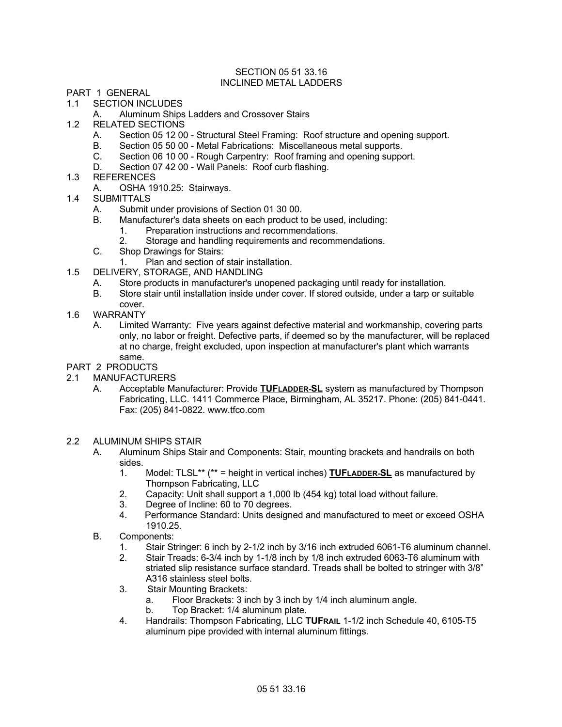# SECTION 05 51 33.16
# INCLINED METAL LADDERS

## PART 1 GENERAL

### 1.1 SECTION INCLUDES

A. Aluminum Ships Ladders and Crossover Stairs

### 1.2 RELATED SECTIONS

A. Section 05 12 00 - Structural Steel Framing: Roof structure and opening support.

B. Section 05 50 00 - Metal Fabrications: Miscellaneous metal supports.

C. Section 06 10 00 - Rough Carpentry: Roof framing and opening support.

D. Section 07 42 00 - Wall Panels: Roof curb flashing.

### 1.3 REFERENCES

A. OSHA 1910.25: Stairways.

### 1.4 SUBMITTALS

A. Submit under provisions of Section 01 30 00.

B. Manufacturer's data sheets on each product to be used, including:

1. Preparation instructions and recommendations.
2. Storage and handling requirements and recommendations.

C. Shop Drawings for Stairs:

1. Plan and section of stair installation.

### 1.5 DELIVERY, STORAGE, AND HANDLING

A. Store products in manufacturer's unopened packaging until ready for installation.

B. Store stair until installation inside under cover. If stored outside, under a tarp or suitable cover.

### 1.6 WARRANTY

A. Limited Warranty: Five years against defective material and workmanship, covering parts only, no labor or freight. Defective parts, if deemed so by the manufacturer, will be replaced at no charge, freight excluded, upon inspection at manufacturer's plant which warrants same.

## PART 2 PRODUCTS

### 2.1 MANUFACTURERS

A. Acceptable Manufacturer: Provide **TUFLADDER-SL** system as manufactured by Thompson Fabricating, LLC. 1411 Commerce Place, Birmingham, AL 35217. Phone: (205) 841-0441. Fax: (205) 841-0822. www.tfco.com

### 2.2 ALUMINUM SHIPS STAIR

A. Aluminum Ships Stair and Components: Stair, mounting brackets and handrails on both sides.

1. Model: TLSL** (** = height in vertical inches) **TUFLADDER-SL** as manufactured by Thompson Fabricating, LLC
2. Capacity: Unit shall support a 1,000 lb (454 kg) total load without failure.
3. Degree of Incline: 60 to 70 degrees.
4. Performance Standard: Units designed and manufactured to meet or exceed OSHA 1910.25.

B. Components:

1. Stair Stringer: 6 inch by 2-1/2 inch by 3/16 inch extruded 6061-T6 aluminum channel.
2. Stair Treads: 6-3/4 inch by 1-1/8 inch by 1/8 inch extruded 6063-T6 aluminum with striated slip resistance surface standard. Treads shall be bolted to stringer with 3/8" A316 stainless steel bolts.
3. Stair Mounting Brackets:
   a. Floor Brackets: 3 inch by 3 inch by 1/4 inch aluminum angle.
   b. Top Bracket: 1/4 aluminum plate.
4. Handrails: Thompson Fabricating, LLC **TUFRAIL** 1-1/2 inch Schedule 40, 6105-T5 aluminum pipe provided with internal aluminum fittings.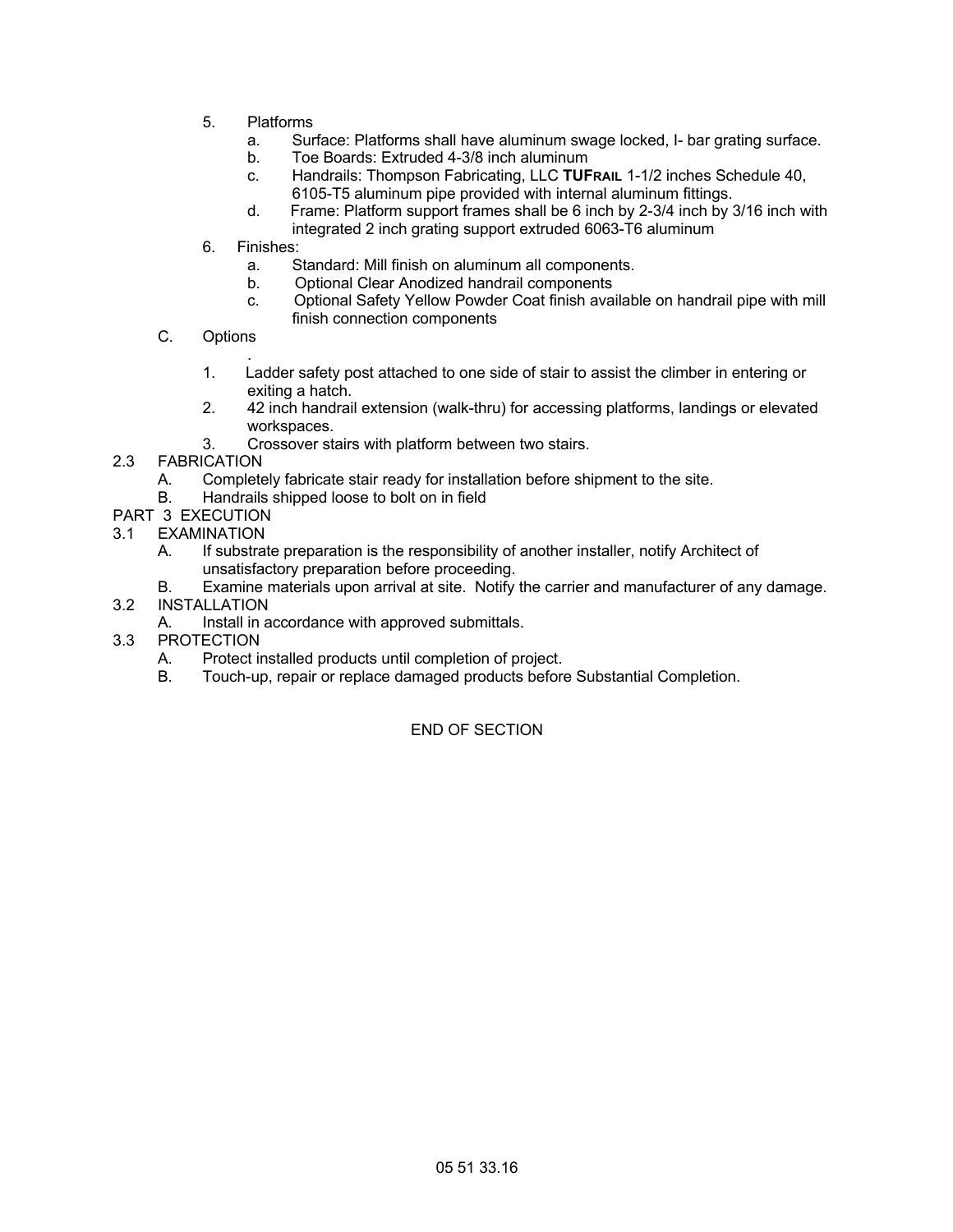5. Platforms
   a. Surface: Platforms shall have aluminum swage locked, I- bar grating surface.
   b. Toe Boards: Extruded 4-3/8 inch aluminum
   c. Handrails: Thompson Fabricating, LLC **TUFRAIL** 1-1/2 inches Schedule 40, 6105-T5 aluminum pipe provided with internal aluminum fittings.
   d. Frame: Platform support frames shall be 6 inch by 2-3/4 inch by 3/16 inch with integrated 2 inch grating support extruded 6063-T6 aluminum
6. Finishes:
   a. Standard: Mill finish on aluminum all components.
   b. Optional Clear Anodized handrail components
   c. Optional Safety Yellow Powder Coat finish available on handrail pipe with mill finish connection components

C. Options

.

1. Ladder safety post attached to one side of stair to assist the climber in entering or exiting a hatch.
2. 42 inch handrail extension (walk-thru) for accessing platforms, landings or elevated workspaces.
3. Crossover stairs with platform between two stairs.

2.3 FABRICATION

A. Completely fabricate stair ready for installation before shipment to the site.

B. Handrails shipped loose to bolt on in field

PART 3 EXECUTION

3.1 EXAMINATION

A. If substrate preparation is the responsibility of another installer, notify Architect of unsatisfactory preparation before proceeding.

B. Examine materials upon arrival at site. Notify the carrier and manufacturer of any damage.

3.2 INSTALLATION

A. Install in accordance with approved submittals.

3.3 PROTECTION

A. Protect installed products until completion of project.

B. Touch-up, repair or replace damaged products before Substantial Completion.

END OF SECTION